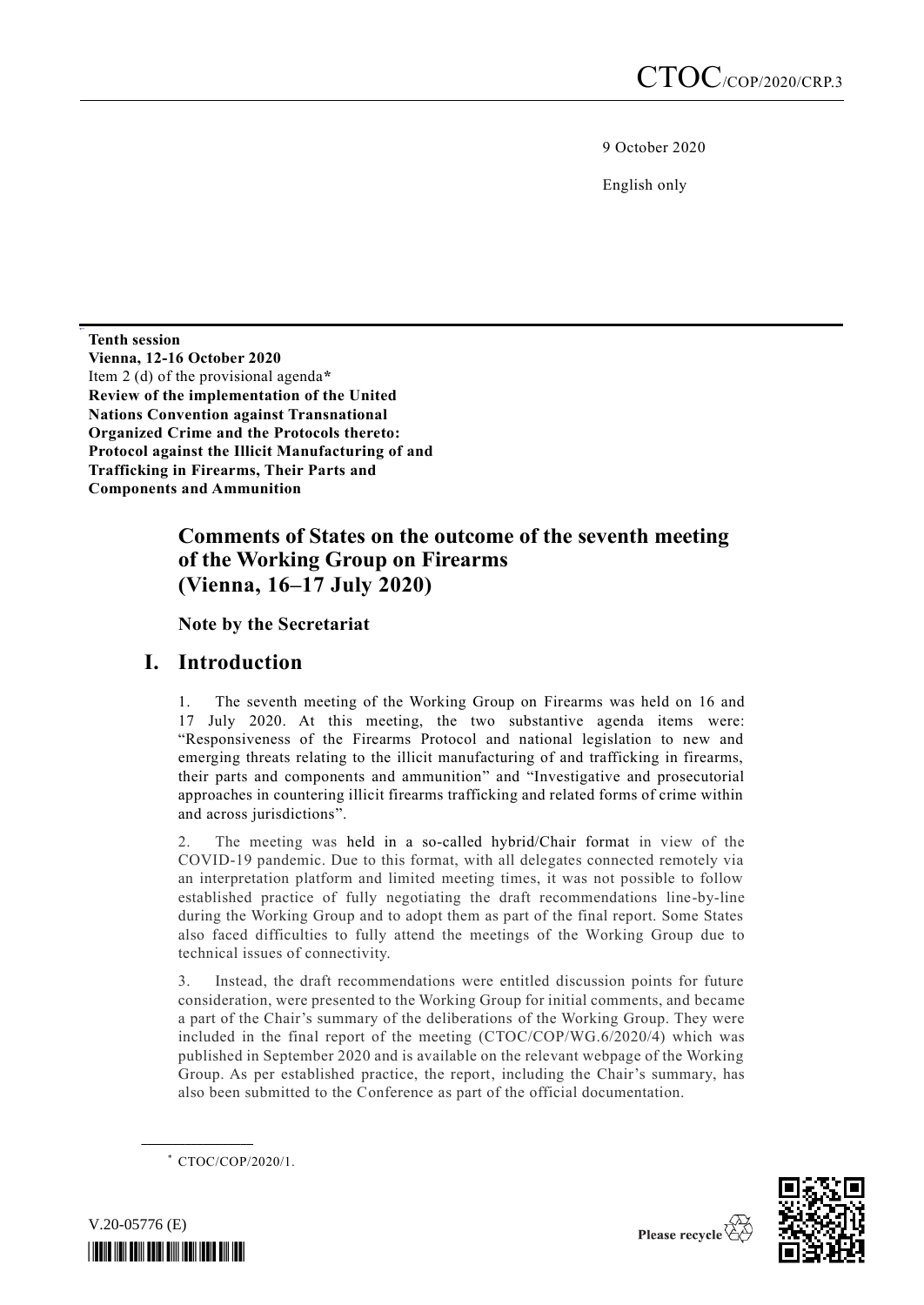CTOC/COP/2020/CRP.3

9 October 2020

English only

**Tenth session**
**Vienna, 12-16 October 2020**
Item 2 (d) of the provisional agenda*
**Review of the implementation of the United Nations Convention against Transnational Organized Crime and the Protocols thereto: Protocol against the Illicit Manufacturing of and Trafficking in Firearms, Their Parts and Components and Ammunition**

# Comments of States on the outcome of the seventh meeting of the Working Group on Firearms (Vienna, 16–17 July 2020)

**Note by the Secretariat**

## I. Introduction

1. The seventh meeting of the Working Group on Firearms was held on 16 and 17 July 2020. At this meeting, the two substantive agenda items were: "Responsiveness of the Firearms Protocol and national legislation to new and emerging threats relating to the illicit manufacturing of and trafficking in firearms, their parts and components and ammunition" and "Investigative and prosecutorial approaches in countering illicit firearms trafficking and related forms of crime within and across jurisdictions".

2. The meeting was held in a so-called hybrid/Chair format in view of the COVID-19 pandemic. Due to this format, with all delegates connected remotely via an interpretation platform and limited meeting times, it was not possible to follow established practice of fully negotiating the draft recommendations line-by-line during the Working Group and to adopt them as part of the final report. Some States also faced difficulties to fully attend the meetings of the Working Group due to technical issues of connectivity.

3. Instead, the draft recommendations were entitled discussion points for future consideration, were presented to the Working Group for initial comments, and became a part of the Chair's summary of the deliberations of the Working Group. They were included in the final report of the meeting (CTOC/COP/WG.6/2020/4) which was published in September 2020 and is available on the relevant webpage of the Working Group. As per established practice, the report, including the Chair's summary, has also been submitted to the Conference as part of the official documentation.

* CTOC/COP/2020/1.

V.20-05776 (E)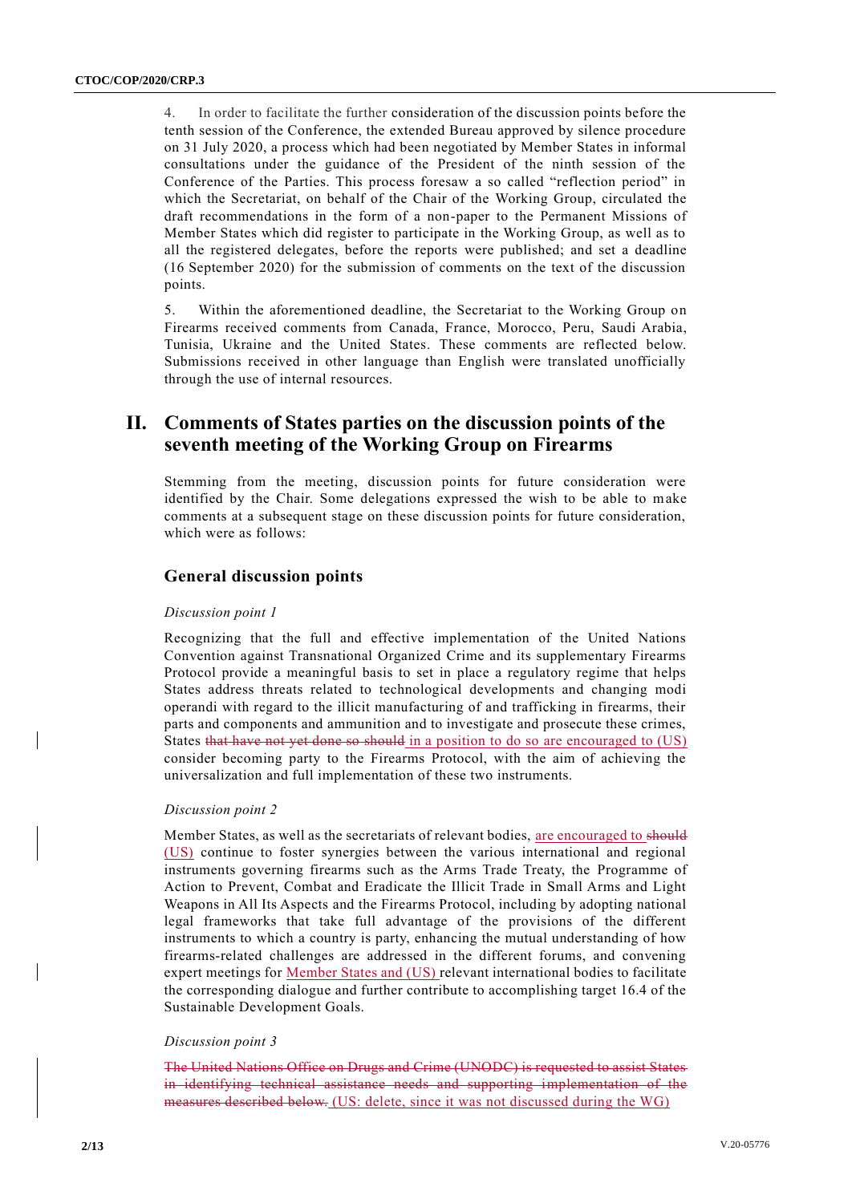4. In order to facilitate the further consideration of the discussion points before the tenth session of the Conference, the extended Bureau approved by silence procedure on 31 July 2020, a process which had been negotiated by Member States in informal consultations under the guidance of the President of the ninth session of the Conference of the Parties. This process foresaw a so called "reflection period" in which the Secretariat, on behalf of the Chair of the Working Group, circulated the draft recommendations in the form of a non-paper to the Permanent Missions of Member States which did register to participate in the Working Group, as well as to all the registered delegates, before the reports were published; and set a deadline (16 September 2020) for the submission of comments on the text of the discussion points.

5. Within the aforementioned deadline, the Secretariat to the Working Group on Firearms received comments from Canada, France, Morocco, Peru, Saudi Arabia, Tunisia, Ukraine and the United States. These comments are reflected below. Submissions received in other language than English were translated unofficially through the use of internal resources.

# II. Comments of States parties on the discussion points of the seventh meeting of the Working Group on Firearms

Stemming from the meeting, discussion points for future consideration were identified by the Chair. Some delegations expressed the wish to be able to make comments at a subsequent stage on these discussion points for future consideration, which were as follows:

## General discussion points

*Discussion point 1*

Recognizing that the full and effective implementation of the United Nations Convention against Transnational Organized Crime and its supplementary Firearms Protocol provide a meaningful basis to set in place a regulatory regime that helps States address threats related to technological developments and changing modi operandi with regard to the illicit manufacturing of and trafficking in firearms, their parts and components and ammunition and to investigate and prosecute these crimes, States ~~that have not yet done so should~~ in a position to do so are encouraged to (US) consider becoming party to the Firearms Protocol, with the aim of achieving the universalization and full implementation of these two instruments.

*Discussion point 2*

Member States, as well as the secretariats of relevant bodies, are encouraged to ~~should~~ (US) continue to foster synergies between the various international and regional instruments governing firearms such as the Arms Trade Treaty, the Programme of Action to Prevent, Combat and Eradicate the Illicit Trade in Small Arms and Light Weapons in All Its Aspects and the Firearms Protocol, including by adopting national legal frameworks that take full advantage of the provisions of the different instruments to which a country is party, enhancing the mutual understanding of how firearms-related challenges are addressed in the different forums, and convening expert meetings for Member States and (US) relevant international bodies to facilitate the corresponding dialogue and further contribute to accomplishing target 16.4 of the Sustainable Development Goals.

*Discussion point 3*

~~The United Nations Office on Drugs and Crime (UNODC) is requested to assist States in identifying technical assistance needs and supporting implementation of the measures described below.~~ (US: delete, since it was not discussed during the WG)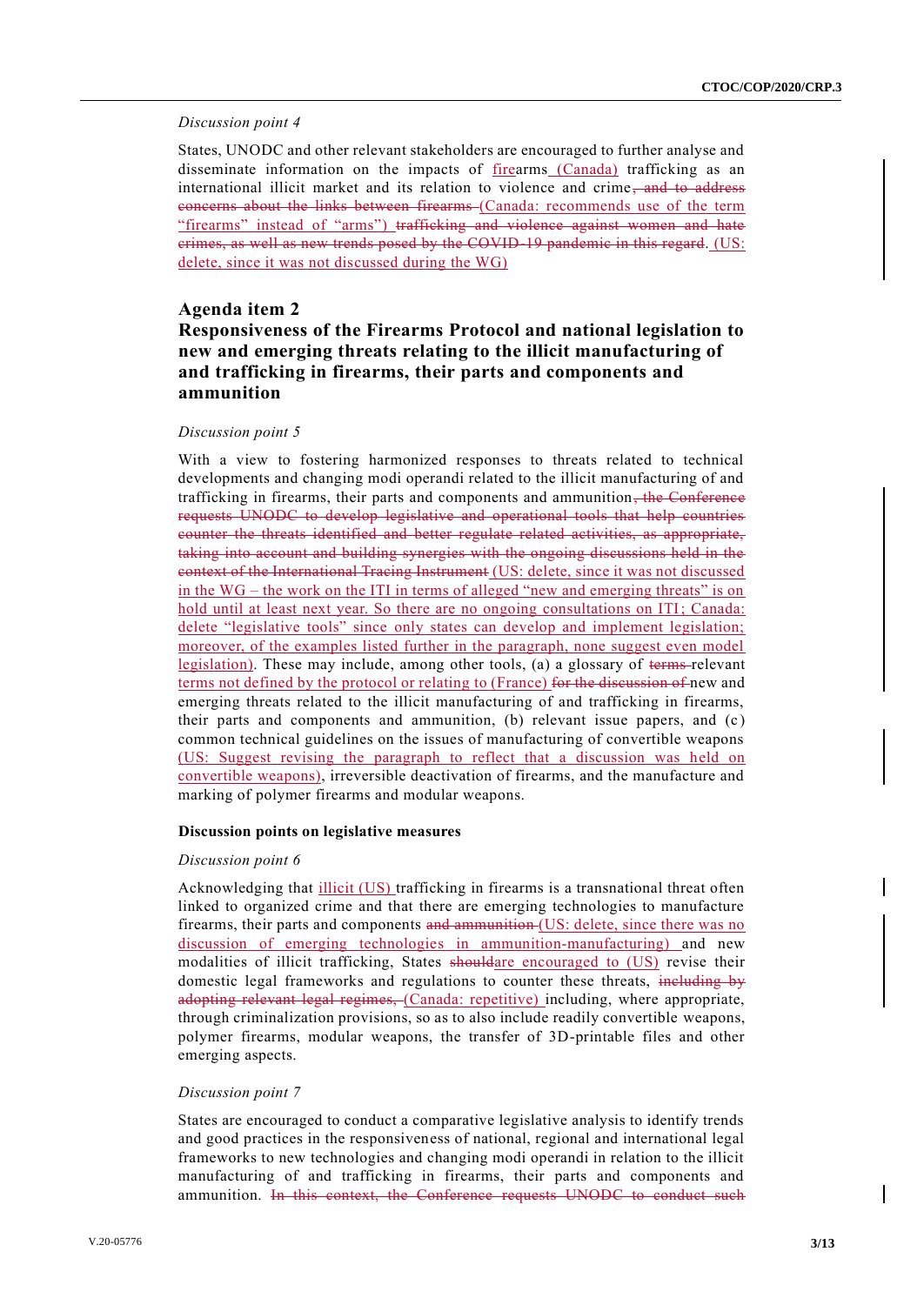*Discussion point 4*

States, UNODC and other relevant stakeholders are encouraged to further analyse and disseminate information on the impacts of firearms (Canada) trafficking as an international illicit market and its relation to violence and crime~~, and to address concerns about the links between firearms~~ (Canada: recommends use of the term "firearms" instead of "arms") ~~trafficking and violence against women and hate crimes, as well as new trends posed by the COVID-19 pandemic in this regard~~. (US: delete, since it was not discussed during the WG)

## Agenda item 2

## Responsiveness of the Firearms Protocol and national legislation to new and emerging threats relating to the illicit manufacturing of and trafficking in firearms, their parts and components and ammunition

*Discussion point 5*

With a view to fostering harmonized responses to threats related to technical developments and changing modi operandi related to the illicit manufacturing of and trafficking in firearms, their parts and components and ammunition~~, the Conference requests UNODC to develop legislative and operational tools that help countries counter the threats identified and better regulate related activities, as appropriate, taking into account and building synergies with the ongoing discussions held in the context of the International Tracing Instrument~~ (US: delete, since it was not discussed in the WG – the work on the ITI in terms of alleged "new and emerging threats" is on hold until at least next year. So there are no ongoing consultations on ITI; Canada: delete "legislative tools" since only states can develop and implement legislation; moreover, of the examples listed further in the paragraph, none suggest even model legislation). These may include, among other tools, (a) a glossary of ~~terms~~ relevant terms not defined by the protocol or relating to (France) ~~for the discussion of~~ new and emerging threats related to the illicit manufacturing of and trafficking in firearms, their parts and components and ammunition, (b) relevant issue papers, and (c) common technical guidelines on the issues of manufacturing of convertible weapons (US: Suggest revising the paragraph to reflect that a discussion was held on convertible weapons), irreversible deactivation of firearms, and the manufacture and marking of polymer firearms and modular weapons.

### Discussion points on legislative measures

*Discussion point 6*

Acknowledging that illicit (US) trafficking in firearms is a transnational threat often linked to organized crime and that there are emerging technologies to manufacture firearms, their parts and components ~~and ammunition~~ (US: delete, since there was no discussion of emerging technologies in ammunition-manufacturing) and new modalities of illicit trafficking, States ~~should~~are encouraged to (US) revise their domestic legal frameworks and regulations to counter these threats, ~~including by adopting relevant legal regimes,~~ (Canada: repetitive) including, where appropriate, through criminalization provisions, so as to also include readily convertible weapons, polymer firearms, modular weapons, the transfer of 3D-printable files and other emerging aspects.

*Discussion point 7*

States are encouraged to conduct a comparative legislative analysis to identify trends and good practices in the responsiveness of national, regional and international legal frameworks to new technologies and changing modi operandi in relation to the illicit manufacturing of and trafficking in firearms, their parts and components and ammunition. ~~In this context, the Conference requests UNODC to conduct such~~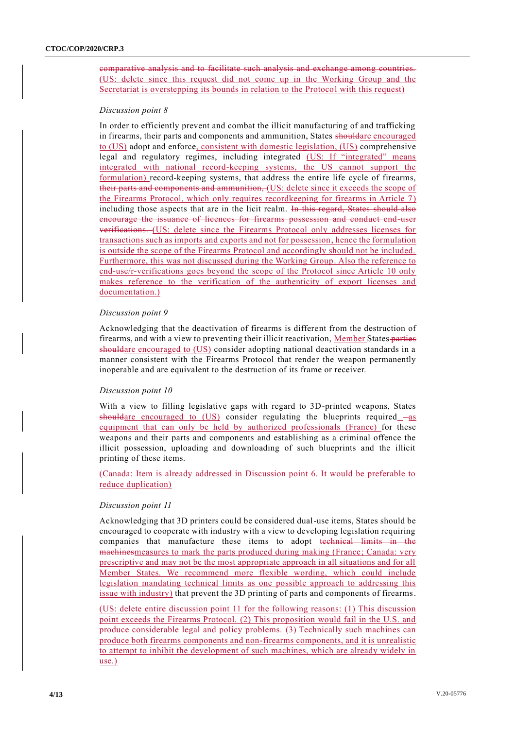~~comparative analysis and to facilitate such analysis and exchange among countries.~~ (US: delete since this request did not come up in the Working Group and the Secretariat is overstepping its bounds in relation to the Protocol with this request)

*Discussion point 8*

In order to efficiently prevent and combat the illicit manufacturing of and trafficking in firearms, their parts and components and ammunition, States ~~should~~are encouraged to (US) adopt and enforce, consistent with domestic legislation, (US) comprehensive legal and regulatory regimes, including integrated (US: If "integrated" means integrated with national record-keeping systems, the US cannot support the formulation) record-keeping systems, that address the entire life cycle of firearms, ~~their parts and components and ammunition,~~ (US: delete since it exceeds the scope of the Firearms Protocol, which only requires recordkeeping for firearms in Article 7) including those aspects that are in the licit realm. ~~In this regard, States should also encourage the issuance of licences for firearms possession and conduct end-user verifications.~~ (US: delete since the Firearms Protocol only addresses licenses for transactions such as imports and exports and not for possession, hence the formulation is outside the scope of the Firearms Protocol and accordingly should not be included. Furthermore, this was not discussed during the Working Group. Also the reference to end-use/r-verifications goes beyond the scope of the Protocol since Article 10 only makes reference to the verification of the authenticity of export licenses and documentation.)

*Discussion point 9*

Acknowledging that the deactivation of firearms is different from the destruction of firearms, and with a view to preventing their illicit reactivation, Member States ~~parties should~~are encouraged to (US) consider adopting national deactivation standards in a manner consistent with the Firearms Protocol that render the weapon permanently inoperable and are equivalent to the destruction of its frame or receiver.

*Discussion point 10*

With a view to filling legislative gaps with regard to 3D-printed weapons, States ~~should~~are encouraged to (US) consider regulating the blueprints required ~~–~~as equipment that can only be held by authorized professionals (France) for these weapons and their parts and components and establishing as a criminal offence the illicit possession, uploading and downloading of such blueprints and the illicit printing of these items.

(Canada: Item is already addressed in Discussion point 6. It would be preferable to reduce duplication)

*Discussion point 11*

Acknowledging that 3D printers could be considered dual-use items, States should be encouraged to cooperate with industry with a view to developing legislation requiring companies that manufacture these items to adopt ~~technical limits in the machines~~measures to mark the parts produced during making (France; Canada: very prescriptive and may not be the most appropriate approach in all situations and for all Member States. We recommend more flexible wording, which could include legislation mandating technical limits as one possible approach to addressing this issue with industry) that prevent the 3D printing of parts and components of firearms.

(US: delete entire discussion point 11 for the following reasons: (1) This discussion point exceeds the Firearms Protocol. (2) This proposition would fail in the U.S. and produce considerable legal and policy problems. (3) Technically such machines can produce both firearms components and non-firearms components, and it is unrealistic to attempt to inhibit the development of such machines, which are already widely in use.)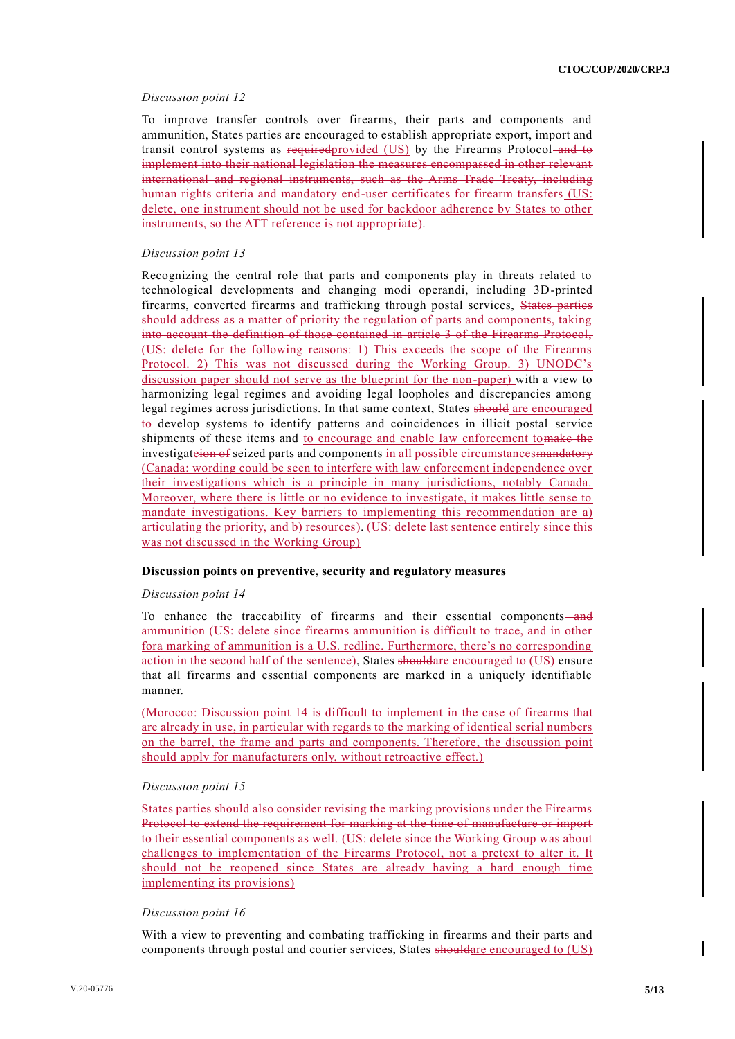*Discussion point 12*

To improve transfer controls over firearms, their parts and components and ammunition, States parties are encouraged to establish appropriate export, import and transit control systems as ~~required~~provided (US) by the Firearms Protocol ~~and to implement into their national legislation the measures encompassed in other relevant international and regional instruments, such as the Arms Trade Treaty, including human rights criteria and mandatory end-user certificates for firearm transfers~~ (US: delete, one instrument should not be used for backdoor adherence by States to other instruments, so the ATT reference is not appropriate).

*Discussion point 13*

Recognizing the central role that parts and components play in threats related to technological developments and changing modi operandi, including 3D-printed firearms, converted firearms and trafficking through postal services, ~~States parties should address as a matter of priority the regulation of parts and components, taking into account the definition of those contained in article 3 of the Firearms Protocol,~~ (US: delete for the following reasons: 1) This exceeds the scope of the Firearms Protocol. 2) This was not discussed during the Working Group. 3) UNODC's discussion paper should not serve as the blueprint for the non-paper) with a view to harmonizing legal regimes and avoiding legal loopholes and discrepancies among legal regimes across jurisdictions. In that same context, States ~~should~~ are encouraged to develop systems to identify patterns and coincidences in illicit postal service shipments of these items and to encourage and enable law enforcement to~~make the~~ investigat~~ion of~~e seized parts and components in all possible circumstances~~mandatory~~ (Canada: wording could be seen to interfere with law enforcement independence over their investigations which is a principle in many jurisdictions, notably Canada. Moreover, where there is little or no evidence to investigate, it makes little sense to mandate investigations. Key barriers to implementing this recommendation are a) articulating the priority, and b) resources). (US: delete last sentence entirely since this was not discussed in the Working Group)

**Discussion points on preventive, security and regulatory measures**

*Discussion point 14*

To enhance the traceability of firearms and their essential components ~~and ammunition~~ (US: delete since firearms ammunition is difficult to trace, and in other fora marking of ammunition is a U.S. redline. Furthermore, there's no corresponding action in the second half of the sentence), States ~~should~~are encouraged to (US) ensure that all firearms and essential components are marked in a uniquely identifiable manner.

(Morocco: Discussion point 14 is difficult to implement in the case of firearms that are already in use, in particular with regards to the marking of identical serial numbers on the barrel, the frame and parts and components. Therefore, the discussion point should apply for manufacturers only, without retroactive effect.)

*Discussion point 15*

~~States parties should also consider revising the marking provisions under the Firearms Protocol to extend the requirement for marking at the time of manufacture or import to their essential components as well.~~ (US: delete since the Working Group was about challenges to implementation of the Firearms Protocol, not a pretext to alter it. It should not be reopened since States are already having a hard enough time implementing its provisions)

*Discussion point 16*

With a view to preventing and combating trafficking in firearms and their parts and components through postal and courier services, States ~~should~~are encouraged to (US)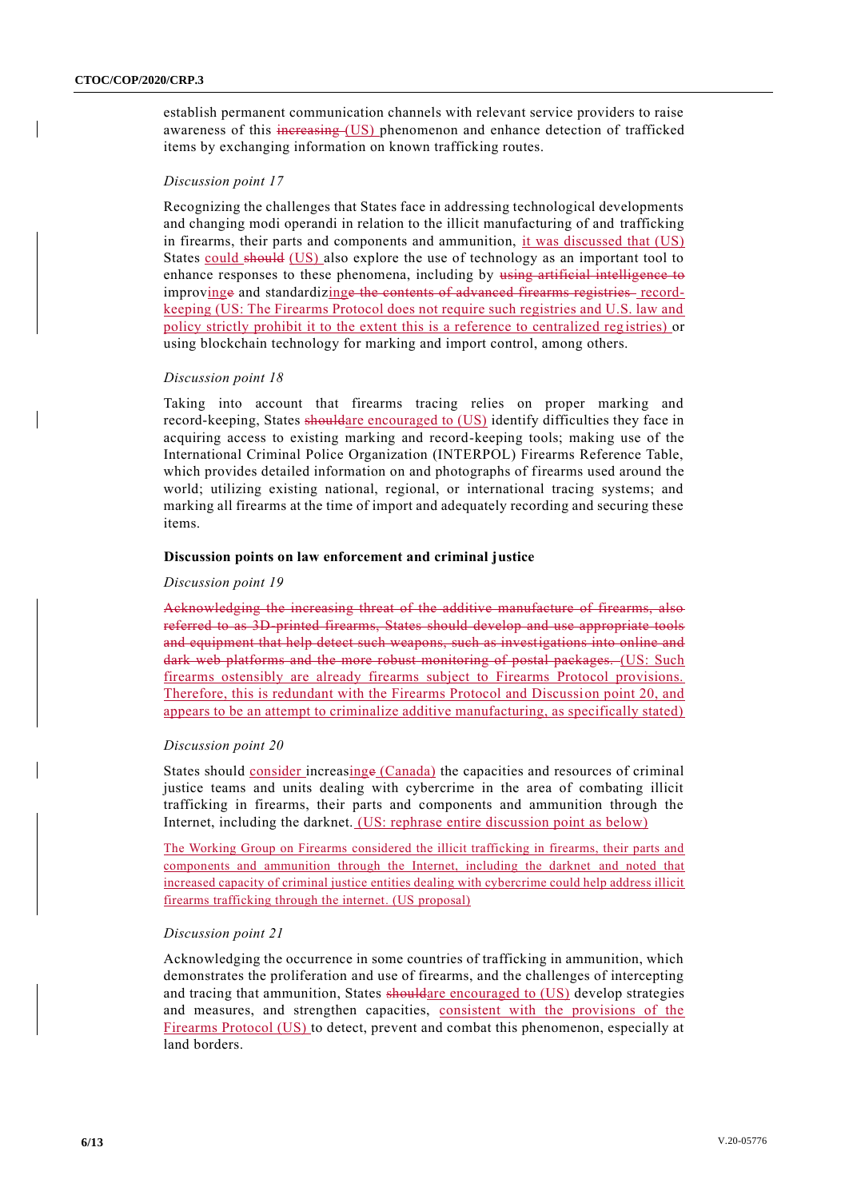establish permanent communication channels with relevant service providers to raise awareness of this ~~increasing~~ (US) phenomenon and enhance detection of trafficked items by exchanging information on known trafficking routes.

*Discussion point 17*

Recognizing the challenges that States face in addressing technological developments and changing modi operandi in relation to the illicit manufacturing of and trafficking in firearms, their parts and components and ammunition, it was discussed that (US) States could ~~should~~ (US) also explore the use of technology as an important tool to enhance responses to these phenomena, including by ~~using artificial intelligence to~~ improving~~e~~ and standardizing~~e the contents of advanced firearms registries~~ record-keeping (US: The Firearms Protocol does not require such registries and U.S. law and policy strictly prohibit it to the extent this is a reference to centralized registries) or using blockchain technology for marking and import control, among others.

*Discussion point 18*

Taking into account that firearms tracing relies on proper marking and record-keeping, States ~~should~~are encouraged to (US) identify difficulties they face in acquiring access to existing marking and record-keeping tools; making use of the International Criminal Police Organization (INTERPOL) Firearms Reference Table, which provides detailed information on and photographs of firearms used around the world; utilizing existing national, regional, or international tracing systems; and marking all firearms at the time of import and adequately recording and securing these items.

**Discussion points on law enforcement and criminal justice**

*Discussion point 19*

~~Acknowledging the increasing threat of the additive manufacture of firearms, also referred to as 3D-printed firearms, States should develop and use appropriate tools and equipment that help detect such weapons, such as investigations into online and dark web platforms and the more robust monitoring of postal packages.~~ (US: Such firearms ostensibly are already firearms subject to Firearms Protocol provisions. Therefore, this is redundant with the Firearms Protocol and Discussion point 20, and appears to be an attempt to criminalize additive manufacturing, as specifically stated)

*Discussion point 20*

States should consider increasing~~e~~ (Canada) the capacities and resources of criminal justice teams and units dealing with cybercrime in the area of combating illicit trafficking in firearms, their parts and components and ammunition through the Internet, including the darknet. (US: rephrase entire discussion point as below)

The Working Group on Firearms considered the illicit trafficking in firearms, their parts and components and ammunition through the Internet, including the darknet and noted that increased capacity of criminal justice entities dealing with cybercrime could help address illicit firearms trafficking through the internet. (US proposal)

*Discussion point 21*

Acknowledging the occurrence in some countries of trafficking in ammunition, which demonstrates the proliferation and use of firearms, and the challenges of intercepting and tracing that ammunition, States ~~should~~are encouraged to (US) develop strategies and measures, and strengthen capacities, consistent with the provisions of the Firearms Protocol (US) to detect, prevent and combat this phenomenon, especially at land borders.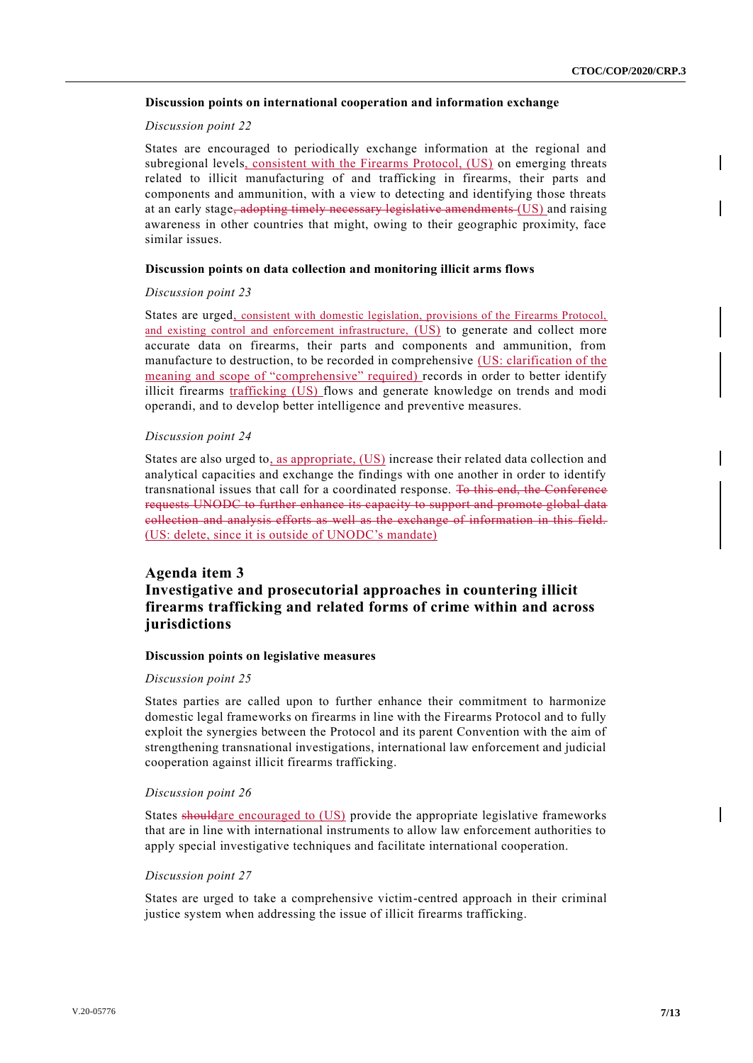#### Discussion points on international cooperation and information exchange

*Discussion point 22*

States are encouraged to periodically exchange information at the regional and subregional levels, consistent with the Firearms Protocol, (US) on emerging threats related to illicit manufacturing of and trafficking in firearms, their parts and components and ammunition, with a view to detecting and identifying those threats at an early stage~~, adopting timely necessary legislative amendments~~ (US) and raising awareness in other countries that might, owing to their geographic proximity, face similar issues.

#### Discussion points on data collection and monitoring illicit arms flows

*Discussion point 23*

States are urged, consistent with domestic legislation, provisions of the Firearms Protocol, and existing control and enforcement infrastructure, (US) to generate and collect more accurate data on firearms, their parts and components and ammunition, from manufacture to destruction, to be recorded in comprehensive (US: clarification of the meaning and scope of "comprehensive" required) records in order to better identify illicit firearms trafficking (US) flows and generate knowledge on trends and modi operandi, and to develop better intelligence and preventive measures.

*Discussion point 24*

States are also urged to, as appropriate, (US) increase their related data collection and analytical capacities and exchange the findings with one another in order to identify transnational issues that call for a coordinated response. ~~To this end, the Conference requests UNODC to further enhance its capacity to support and promote global data collection and analysis efforts as well as the exchange of information in this field.~~ (US: delete, since it is outside of UNODC's mandate)

## Agenda item 3
## Investigative and prosecutorial approaches in countering illicit firearms trafficking and related forms of crime within and across jurisdictions

#### Discussion points on legislative measures

*Discussion point 25*

States parties are called upon to further enhance their commitment to harmonize domestic legal frameworks on firearms in line with the Firearms Protocol and to fully exploit the synergies between the Protocol and its parent Convention with the aim of strengthening transnational investigations, international law enforcement and judicial cooperation against illicit firearms trafficking.

*Discussion point 26*

States ~~should~~are encouraged to (US) provide the appropriate legislative frameworks that are in line with international instruments to allow law enforcement authorities to apply special investigative techniques and facilitate international cooperation.

*Discussion point 27*

States are urged to take a comprehensive victim-centred approach in their criminal justice system when addressing the issue of illicit firearms trafficking.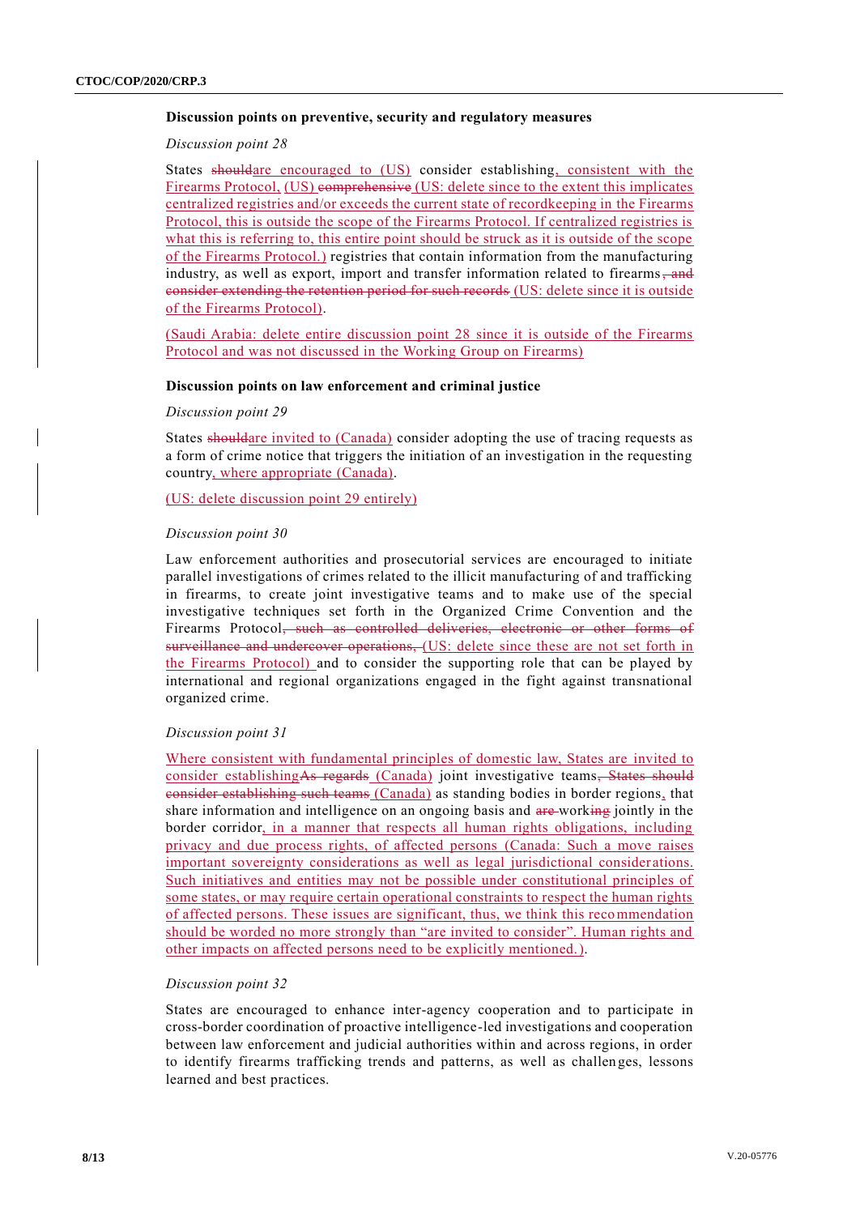**Discussion points on preventive, security and regulatory measures**

*Discussion point 28*

States ~~should~~<u>are encouraged to (US)</u> consider establishing<u>, consistent with the Firearms Protocol, (US)</u> ~~comprehensive~~ <u>(US: delete since to the extent this implicates centralized registries and/or exceeds the current state of recordkeeping in the Firearms Protocol, this is outside the scope of the Firearms Protocol. If centralized registries is what this is referring to, this entire point should be struck as it is outside of the scope of the Firearms Protocol.)</u> registries that contain information from the manufacturing industry, as well as export, import and transfer information related to firearms~~, and consider extending the retention period for such records~~ <u>(US: delete since it is outside of the Firearms Protocol)</u>.

<u>(Saudi Arabia: delete entire discussion point 28 since it is outside of the Firearms Protocol and was not discussed in the Working Group on Firearms)</u>

**Discussion points on law enforcement and criminal justice**

*Discussion point 29*

States ~~should~~<u>are invited to (Canada)</u> consider adopting the use of tracing requests as a form of crime notice that triggers the initiation of an investigation in the requesting country<u>, where appropriate (Canada)</u>.

<u>(US: delete discussion point 29 entirely)</u>

*Discussion point 30*

Law enforcement authorities and prosecutorial services are encouraged to initiate parallel investigations of crimes related to the illicit manufacturing of and trafficking in firearms, to create joint investigative teams and to make use of the special investigative techniques set forth in the Organized Crime Convention and the Firearms Protocol~~, such as controlled deliveries, electronic or other forms of surveillance and undercover operations,~~ <u>(US: delete since these are not set forth in the Firearms Protocol)</u> and to consider the supporting role that can be played by international and regional organizations engaged in the fight against transnational organized crime.

*Discussion point 31*

<u>Where consistent with fundamental principles of domestic law, States are invited to consider establishing</u>~~As regards~~ <u>(Canada)</u> joint investigative teams~~, States should consider establishing such teams~~ <u>(Canada)</u> as standing bodies in border regions<u>,</u> that share information and intelligence on an ongoing basis and ~~are~~ work<u>ing</u> jointly in the border corridor<u>, in a manner that respects all human rights obligations, including privacy and due process rights, of affected persons (Canada: Such a move raises important sovereignty considerations as well as legal jurisdictional considerations. Such initiatives and entities may not be possible under constitutional principles of some states, or may require certain operational constraints to respect the human rights of affected persons. These issues are significant, thus, we think this recommendation should be worded no more strongly than "are invited to consider". Human rights and other impacts on affected persons need to be explicitly mentioned.)</u>.

*Discussion point 32*

States are encouraged to enhance inter-agency cooperation and to participate in cross-border coordination of proactive intelligence-led investigations and cooperation between law enforcement and judicial authorities within and across regions, in order to identify firearms trafficking trends and patterns, as well as challenges, lessons learned and best practices.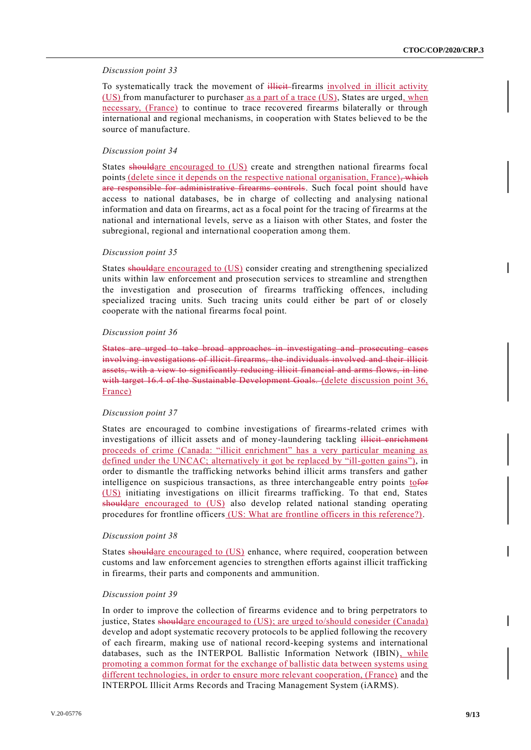*Discussion point 33*

To systematically track the movement of ~~illicit~~ firearms involved in illicit activity (US) from manufacturer to purchaser as a part of a trace (US), States are urged, when necessary, (France) to continue to trace recovered firearms bilaterally or through international and regional mechanisms, in cooperation with States believed to be the source of manufacture.

*Discussion point 34*

States ~~should~~are encouraged to (US) create and strengthen national firearms focal points (delete since it depends on the respective national organisation, France)~~, which are responsible for administrative firearms controls~~. Such focal point should have access to national databases, be in charge of collecting and analysing national information and data on firearms, act as a focal point for the tracing of firearms at the national and international levels, serve as a liaison with other States, and foster the subregional, regional and international cooperation among them.

*Discussion point 35*

States ~~should~~are encouraged to (US) consider creating and strengthening specialized units within law enforcement and prosecution services to streamline and strengthen the investigation and prosecution of firearms trafficking offences, including specialized tracing units. Such tracing units could either be part of or closely cooperate with the national firearms focal point.

*Discussion point 36*

~~States are urged to take broad approaches in investigating and prosecuting cases involving investigations of illicit firearms, the individuals involved and their illicit assets, with a view to significantly reducing illicit financial and arms flows, in line with target 16.4 of the Sustainable Development Goals.~~ (delete discussion point 36, France)

*Discussion point 37*

States are encouraged to combine investigations of firearms-related crimes with investigations of illicit assets and of money-laundering tackling ~~illicit enrichment~~ proceeds of crime (Canada: "illicit enrichment" has a very particular meaning as defined under the UNCAC; alternatively it got be replaced by "ill-gotten gains"), in order to dismantle the trafficking networks behind illicit arms transfers and gather intelligence on suspicious transactions, as three interchangeable entry points to~~for~~ (US) initiating investigations on illicit firearms trafficking. To that end, States ~~should~~are encouraged to (US) also develop related national standing operating procedures for frontline officers (US: What are frontline officers in this reference?).

*Discussion point 38*

States ~~should~~are encouraged to (US) enhance, where required, cooperation between customs and law enforcement agencies to strengthen efforts against illicit trafficking in firearms, their parts and components and ammunition.

*Discussion point 39*

In order to improve the collection of firearms evidence and to bring perpetrators to justice, States ~~should~~are encouraged to (US); are urged to/should conesider (Canada) develop and adopt systematic recovery protocols to be applied following the recovery of each firearm, making use of national record-keeping systems and international databases, such as the INTERPOL Ballistic Information Network (IBIN), while promoting a common format for the exchange of ballistic data between systems using different technologies, in order to ensure more relevant cooperation, (France) and the INTERPOL Illicit Arms Records and Tracing Management System (iARMS).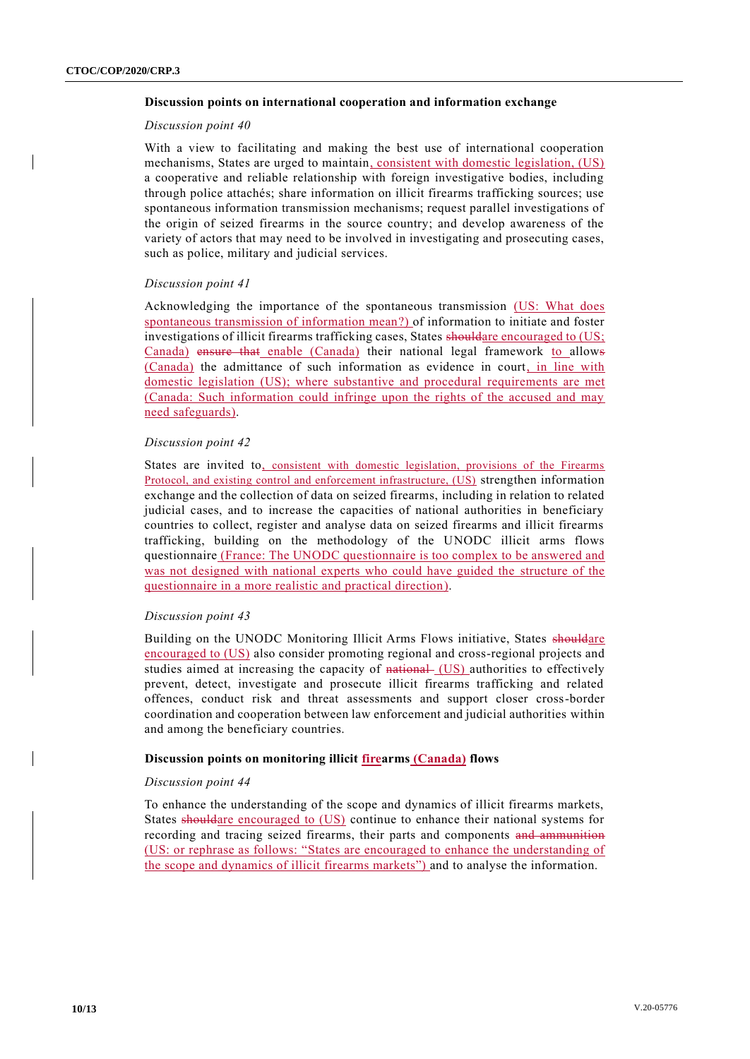**Discussion points on international cooperation and information exchange**

*Discussion point 40*

With a view to facilitating and making the best use of international cooperation mechanisms, States are urged to maintain, consistent with domestic legislation, (US) a cooperative and reliable relationship with foreign investigative bodies, including through police attachés; share information on illicit firearms trafficking sources; use spontaneous information transmission mechanisms; request parallel investigations of the origin of seized firearms in the source country; and develop awareness of the variety of actors that may need to be involved in investigating and prosecuting cases, such as police, military and judicial services.

*Discussion point 41*

Acknowledging the importance of the spontaneous transmission (US: What does spontaneous transmission of information mean?) of information to initiate and foster investigations of illicit firearms trafficking cases, States ~~should~~are encouraged to (US; Canada) ~~ensure that~~ enable (Canada) their national legal framework to allow~~s~~ (Canada) the admittance of such information as evidence in court, in line with domestic legislation (US); where substantive and procedural requirements are met (Canada: Such information could infringe upon the rights of the accused and may need safeguards).

*Discussion point 42*

States are invited to, consistent with domestic legislation, provisions of the Firearms Protocol, and existing control and enforcement infrastructure, (US) strengthen information exchange and the collection of data on seized firearms, including in relation to related judicial cases, and to increase the capacities of national authorities in beneficiary countries to collect, register and analyse data on seized firearms and illicit firearms trafficking, building on the methodology of the UNODC illicit arms flows questionnaire (France: The UNODC questionnaire is too complex to be answered and was not designed with national experts who could have guided the structure of the questionnaire in a more realistic and practical direction).

*Discussion point 43*

Building on the UNODC Monitoring Illicit Arms Flows initiative, States ~~should~~are encouraged to (US) also consider promoting regional and cross-regional projects and studies aimed at increasing the capacity of ~~national~~ (US) authorities to effectively prevent, detect, investigate and prosecute illicit firearms trafficking and related offences, conduct risk and threat assessments and support closer cross-border coordination and cooperation between law enforcement and judicial authorities within and among the beneficiary countries.

**Discussion points on monitoring illicit firearms (Canada) flows**

*Discussion point 44*

To enhance the understanding of the scope and dynamics of illicit firearms markets, States ~~should~~are encouraged to (US) continue to enhance their national systems for recording and tracing seized firearms, their parts and components ~~and ammunition~~ (US: or rephrase as follows: "States are encouraged to enhance the understanding of the scope and dynamics of illicit firearms markets") and to analyse the information.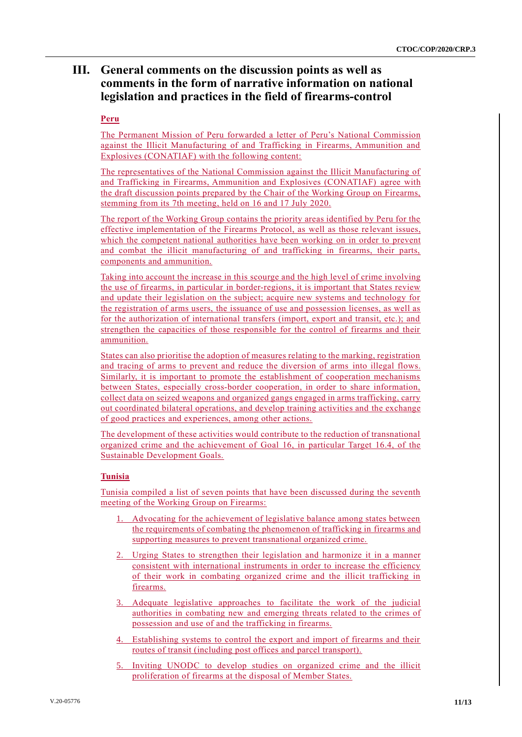# III. General comments on the discussion points as well as comments in the form of narrative information on national legislation and practices in the field of firearms-control

## Peru

The Permanent Mission of Peru forwarded a letter of Peru's National Commission against the Illicit Manufacturing of and Trafficking in Firearms, Ammunition and Explosives (CONATIAF) with the following content:

The representatives of the National Commission against the Illicit Manufacturing of and Trafficking in Firearms, Ammunition and Explosives (CONATIAF) agree with the draft discussion points prepared by the Chair of the Working Group on Firearms, stemming from its 7th meeting, held on 16 and 17 July 2020.

The report of the Working Group contains the priority areas identified by Peru for the effective implementation of the Firearms Protocol, as well as those relevant issues, which the competent national authorities have been working on in order to prevent and combat the illicit manufacturing of and trafficking in firearms, their parts, components and ammunition.

Taking into account the increase in this scourge and the high level of crime involving the use of firearms, in particular in border-regions, it is important that States review and update their legislation on the subject; acquire new systems and technology for the registration of arms users, the issuance of use and possession licenses, as well as for the authorization of international transfers (import, export and transit, etc.); and strengthen the capacities of those responsible for the control of firearms and their ammunition.

States can also prioritise the adoption of measures relating to the marking, registration and tracing of arms to prevent and reduce the diversion of arms into illegal flows. Similarly, it is important to promote the establishment of cooperation mechanisms between States, especially cross-border cooperation, in order to share information, collect data on seized weapons and organized gangs engaged in arms trafficking, carry out coordinated bilateral operations, and develop training activities and the exchange of good practices and experiences, among other actions.

The development of these activities would contribute to the reduction of transnational organized crime and the achievement of Goal 16, in particular Target 16.4, of the Sustainable Development Goals.

## Tunisia

Tunisia compiled a list of seven points that have been discussed during the seventh meeting of the Working Group on Firearms:

1. Advocating for the achievement of legislative balance among states between the requirements of combating the phenomenon of trafficking in firearms and supporting measures to prevent transnational organized crime.
2. Urging States to strengthen their legislation and harmonize it in a manner consistent with international instruments in order to increase the efficiency of their work in combating organized crime and the illicit trafficking in firearms.
3. Adequate legislative approaches to facilitate the work of the judicial authorities in combating new and emerging threats related to the crimes of possession and use of and the trafficking in firearms.
4. Establishing systems to control the export and import of firearms and their routes of transit (including post offices and parcel transport).
5. Inviting UNODC to develop studies on organized crime and the illicit proliferation of firearms at the disposal of Member States.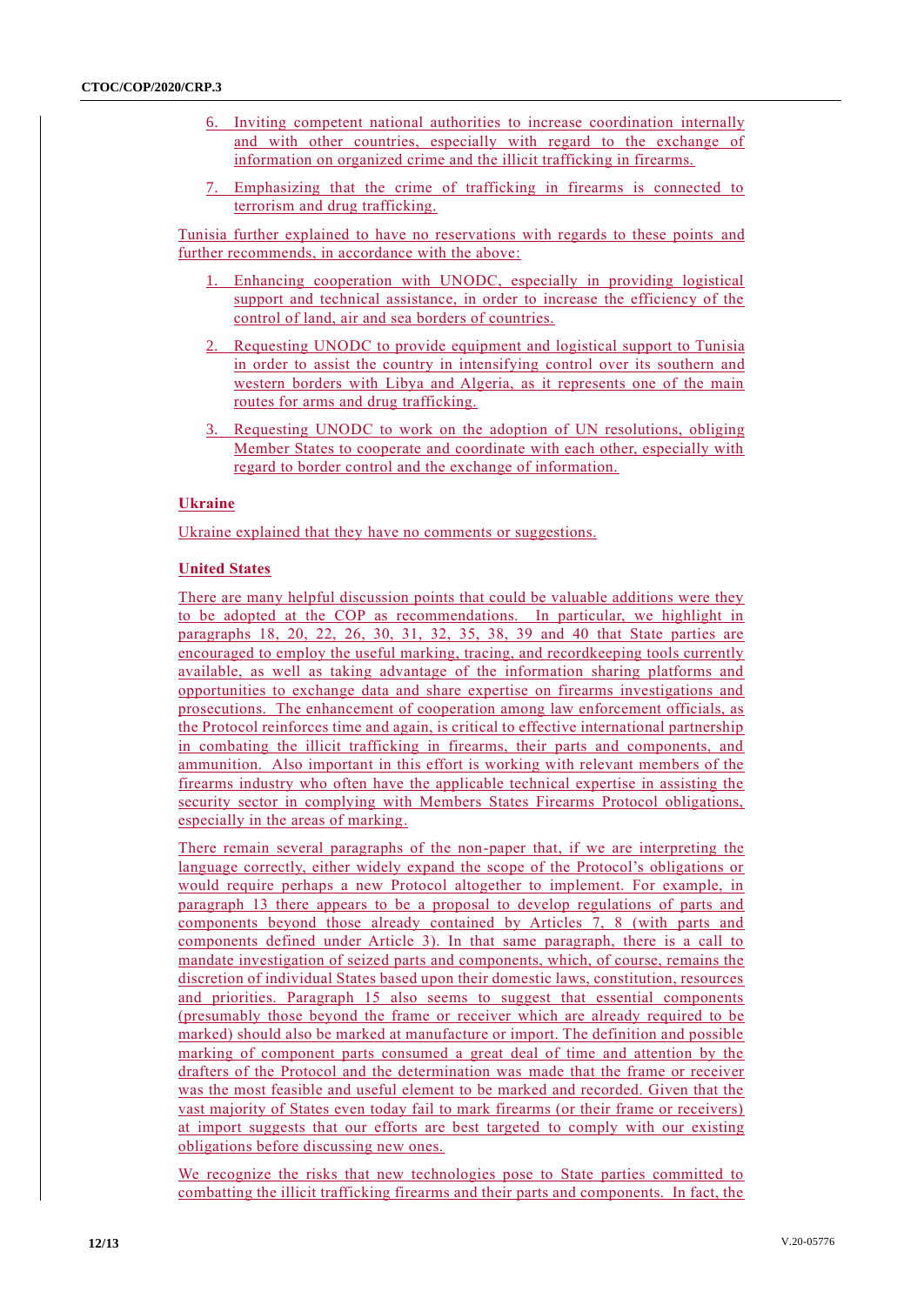6. Inviting competent national authorities to increase coordination internally and with other countries, especially with regard to the exchange of information on organized crime and the illicit trafficking in firearms.

7. Emphasizing that the crime of trafficking in firearms is connected to terrorism and drug trafficking.

Tunisia further explained to have no reservations with regards to these points and further recommends, in accordance with the above:

1. Enhancing cooperation with UNODC, especially in providing logistical support and technical assistance, in order to increase the efficiency of the control of land, air and sea borders of countries.

2. Requesting UNODC to provide equipment and logistical support to Tunisia in order to assist the country in intensifying control over its southern and western borders with Libya and Algeria, as it represents one of the main routes for arms and drug trafficking.

3. Requesting UNODC to work on the adoption of UN resolutions, obliging Member States to cooperate and coordinate with each other, especially with regard to border control and the exchange of information.

**Ukraine**

Ukraine explained that they have no comments or suggestions.

**United States**

There are many helpful discussion points that could be valuable additions were they to be adopted at the COP as recommendations. In particular, we highlight in paragraphs 18, 20, 22, 26, 30, 31, 32, 35, 38, 39 and 40 that State parties are encouraged to employ the useful marking, tracing, and recordkeeping tools currently available, as well as taking advantage of the information sharing platforms and opportunities to exchange data and share expertise on firearms investigations and prosecutions. The enhancement of cooperation among law enforcement officials, as the Protocol reinforces time and again, is critical to effective international partnership in combating the illicit trafficking in firearms, their parts and components, and ammunition. Also important in this effort is working with relevant members of the firearms industry who often have the applicable technical expertise in assisting the security sector in complying with Members States Firearms Protocol obligations, especially in the areas of marking.

There remain several paragraphs of the non-paper that, if we are interpreting the language correctly, either widely expand the scope of the Protocol's obligations or would require perhaps a new Protocol altogether to implement. For example, in paragraph 13 there appears to be a proposal to develop regulations of parts and components beyond those already contained by Articles 7, 8 (with parts and components defined under Article 3). In that same paragraph, there is a call to mandate investigation of seized parts and components, which, of course, remains the discretion of individual States based upon their domestic laws, constitution, resources and priorities. Paragraph 15 also seems to suggest that essential components (presumably those beyond the frame or receiver which are already required to be marked) should also be marked at manufacture or import. The definition and possible marking of component parts consumed a great deal of time and attention by the drafters of the Protocol and the determination was made that the frame or receiver was the most feasible and useful element to be marked and recorded. Given that the vast majority of States even today fail to mark firearms (or their frame or receivers) at import suggests that our efforts are best targeted to comply with our existing obligations before discussing new ones.

We recognize the risks that new technologies pose to State parties committed to combatting the illicit trafficking firearms and their parts and components. In fact, the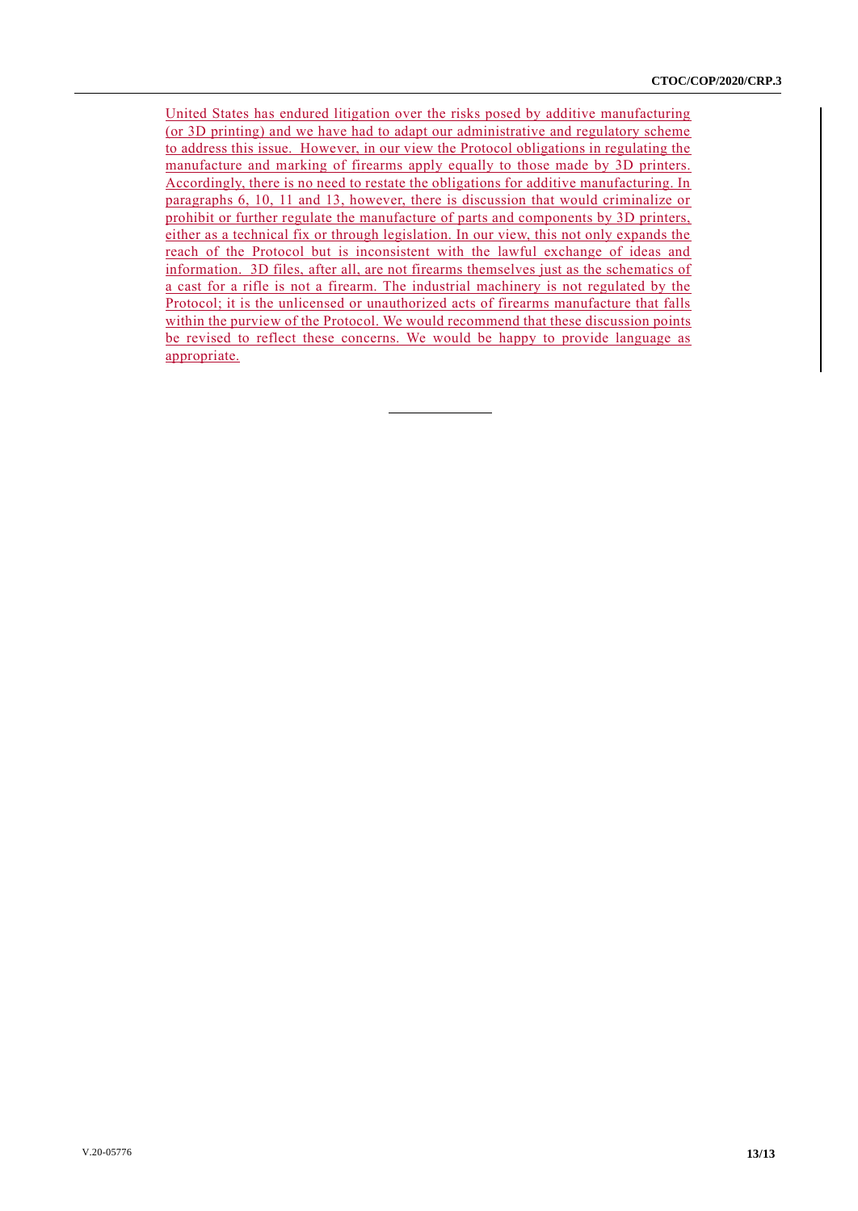United States has endured litigation over the risks posed by additive manufacturing (or 3D printing) and we have had to adapt our administrative and regulatory scheme to address this issue. However, in our view the Protocol obligations in regulating the manufacture and marking of firearms apply equally to those made by 3D printers. Accordingly, there is no need to restate the obligations for additive manufacturing. In paragraphs 6, 10, 11 and 13, however, there is discussion that would criminalize or prohibit or further regulate the manufacture of parts and components by 3D printers, either as a technical fix or through legislation. In our view, this not only expands the reach of the Protocol but is inconsistent with the lawful exchange of ideas and information. 3D files, after all, are not firearms themselves just as the schematics of a cast for a rifle is not a firearm. The industrial machinery is not regulated by the Protocol; it is the unlicensed or unauthorized acts of firearms manufacture that falls within the purview of the Protocol. We would recommend that these discussion points be revised to reflect these concerns. We would be happy to provide language as appropriate.